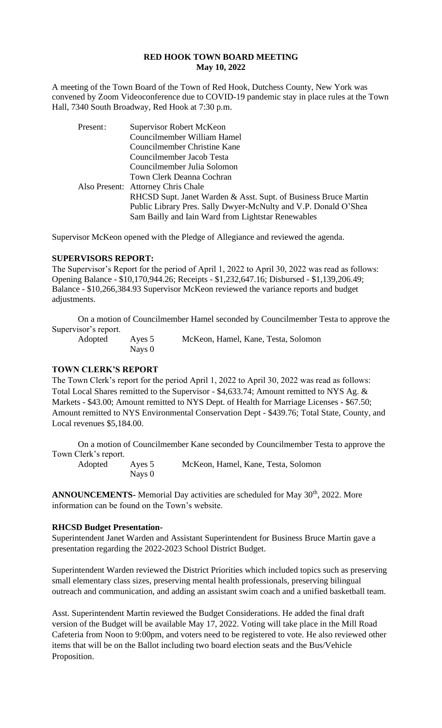# RED HOOK TOWN BOARD MEETING
## May 10, 2022

A meeting of the Town Board of the Town of Red Hook, Dutchess County, New York was convened by Zoom Videoconference due to COVID-19 pandemic stay in place rules at the Town Hall, 7340 South Broadway, Red Hook at 7:30 p.m.

| | |
|---|---|
| Present: | Supervisor Robert McKeon |
| | Councilmember William Hamel |
| | Councilmember Christine Kane |
| | Councilmember Jacob Testa |
| | Councilmember Julia Solomon |
| | Town Clerk Deanna Cochran |
| Also Present: | Attorney Chris Chale |
| | RHCSD Supt. Janet Warden & Asst. Supt. of Business Bruce Martin |
| | Public Library Pres. Sally Dwyer-McNulty and V.P. Donald O'Shea |
| | Sam Bailly and Iain Ward from Lightstar Renewables |

Supervisor McKeon opened with the Pledge of Allegiance and reviewed the agenda.

**SUPERVISORS REPORT:**

The Supervisor's Report for the period of April 1, 2022 to April 30, 2022 was read as follows: Opening Balance - $10,170,944.26; Receipts - $1,232,647.16; Disbursed - $1,139,206.49; Balance - $10,266,384.93 Supervisor McKeon reviewed the variance reports and budget adjustments.

On a motion of Councilmember Hamel seconded by Councilmember Testa to approve the Supervisor's report.

| | | |
|---|---|---|
| Adopted | Ayes 5 | McKeon, Hamel, Kane, Testa, Solomon |
| | Nays 0 | |

**TOWN CLERK'S REPORT**

The Town Clerk's report for the period April 1, 2022 to April 30, 2022 was read as follows: Total Local Shares remitted to the Supervisor - $4,633.74; Amount remitted to NYS Ag. & Markets - $43.00; Amount remitted to NYS Dept. of Health for Marriage Licenses - $67.50; Amount remitted to NYS Environmental Conservation Dept - $439.76; Total State, County, and Local revenues $5,184.00.

On a motion of Councilmember Kane seconded by Councilmember Testa to approve the Town Clerk's report.

| | | |
|---|---|---|
| Adopted | Ayes 5 | McKeon, Hamel, Kane, Testa, Solomon |
| | Nays 0 | |

**ANNOUNCEMENTS-** Memorial Day activities are scheduled for May 30th, 2022. More information can be found on the Town's website.

**RHCSD Budget Presentation-**

Superintendent Janet Warden and Assistant Superintendent for Business Bruce Martin gave a presentation regarding the 2022-2023 School District Budget.

Superintendent Warden reviewed the District Priorities which included topics such as preserving small elementary class sizes, preserving mental health professionals, preserving bilingual outreach and communication, and adding an assistant swim coach and a unified basketball team.

Asst. Superintendent Martin reviewed the Budget Considerations. He added the final draft version of the Budget will be available May 17, 2022. Voting will take place in the Mill Road Cafeteria from Noon to 9:00pm, and voters need to be registered to vote. He also reviewed other items that will be on the Ballot including two board election seats and the Bus/Vehicle Proposition.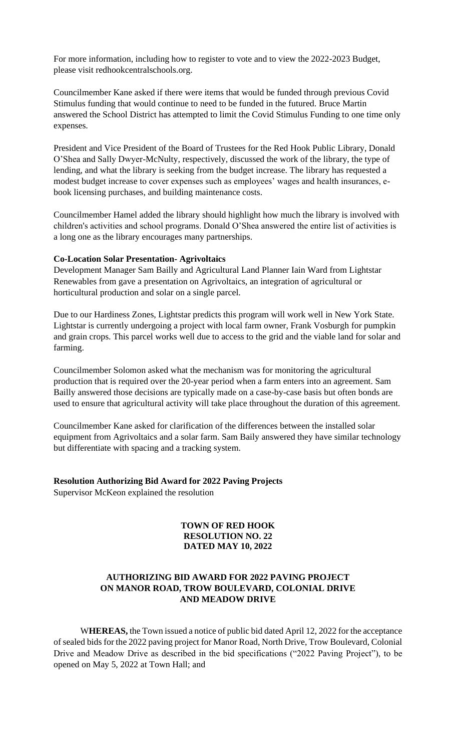For more information, including how to register to vote and to view the 2022-2023 Budget, please visit redhookcentralschools.org.

Councilmember Kane asked if there were items that would be funded through previous Covid Stimulus funding that would continue to need to be funded in the futured. Bruce Martin answered the School District has attempted to limit the Covid Stimulus Funding to one time only expenses.

President and Vice President of the Board of Trustees for the Red Hook Public Library, Donald O'Shea and Sally Dwyer-McNulty, respectively, discussed the work of the library, the type of lending, and what the library is seeking from the budget increase. The library has requested a modest budget increase to cover expenses such as employees' wages and health insurances, e-book licensing purchases, and building maintenance costs.

Councilmember Hamel added the library should highlight how much the library is involved with children's activities and school programs. Donald O'Shea answered the entire list of activities is a long one as the library encourages many partnerships.

**Co-Location Solar Presentation- Agrivoltaics**

Development Manager Sam Bailly and Agricultural Land Planner Iain Ward from Lightstar Renewables from gave a presentation on Agrivoltaics, an integration of agricultural or horticultural production and solar on a single parcel.

Due to our Hardiness Zones, Lightstar predicts this program will work well in New York State. Lightstar is currently undergoing a project with local farm owner, Frank Vosburgh for pumpkin and grain crops. This parcel works well due to access to the grid and the viable land for solar and farming.

Councilmember Solomon asked what the mechanism was for monitoring the agricultural production that is required over the 20-year period when a farm enters into an agreement. Sam Bailly answered those decisions are typically made on a case-by-case basis but often bonds are used to ensure that agricultural activity will take place throughout the duration of this agreement.

Councilmember Kane asked for clarification of the differences between the installed solar equipment from Agrivoltaics and a solar farm. Sam Baily answered they have similar technology but differentiate with spacing and a tracking system.

**Resolution Authorizing Bid Award for 2022 Paving Projects**

Supervisor McKeon explained the resolution

**TOWN OF RED HOOK**
**RESOLUTION NO. 22**
**DATED MAY 10, 2022**

**AUTHORIZING BID AWARD FOR 2022 PAVING PROJECT ON MANOR ROAD, TROW BOULEVARD, COLONIAL DRIVE AND MEADOW DRIVE**

W**HEREAS,** the Town issued a notice of public bid dated April 12, 2022 for the acceptance of sealed bids for the 2022 paving project for Manor Road, North Drive, Trow Boulevard, Colonial Drive and Meadow Drive as described in the bid specifications ("2022 Paving Project"), to be opened on May 5, 2022 at Town Hall; and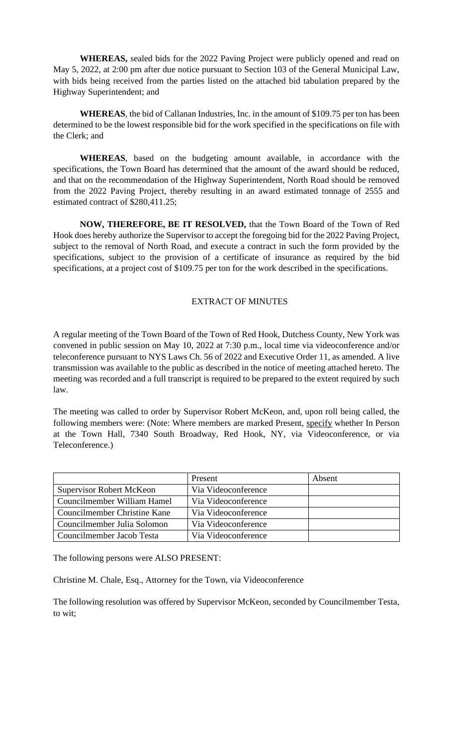**WHEREAS,** sealed bids for the 2022 Paving Project were publicly opened and read on May 5, 2022, at 2:00 pm after due notice pursuant to Section 103 of the General Municipal Law, with bids being received from the parties listed on the attached bid tabulation prepared by the Highway Superintendent; and

**WHEREAS**, the bid of Callanan Industries, Inc. in the amount of $109.75 per ton has been determined to be the lowest responsible bid for the work specified in the specifications on file with the Clerk; and

**WHEREAS**, based on the budgeting amount available, in accordance with the specifications, the Town Board has determined that the amount of the award should be reduced, and that on the recommendation of the Highway Superintendent, North Road should be removed from the 2022 Paving Project, thereby resulting in an award estimated tonnage of 2555 and estimated contract of $280,411.25;

**NOW, THEREFORE, BE IT RESOLVED,** that the Town Board of the Town of Red Hook does hereby authorize the Supervisor to accept the foregoing bid for the 2022 Paving Project, subject to the removal of North Road, and execute a contract in such the form provided by the specifications, subject to the provision of a certificate of insurance as required by the bid specifications, at a project cost of $109.75 per ton for the work described in the specifications.

EXTRACT OF MINUTES

A regular meeting of the Town Board of the Town of Red Hook, Dutchess County, New York was convened in public session on May 10, 2022 at 7:30 p.m., local time via videoconference and/or teleconference pursuant to NYS Laws Ch. 56 of 2022 and Executive Order 11, as amended. A live transmission was available to the public as described in the notice of meeting attached hereto. The meeting was recorded and a full transcript is required to be prepared to the extent required by such law.

The meeting was called to order by Supervisor Robert McKeon, and, upon roll being called, the following members were: (Note: Where members are marked Present, specify whether In Person at the Town Hall, 7340 South Broadway, Red Hook, NY, via Videoconference, or via Teleconference.)

| | Present | Absent |
|---|---|---|
| Supervisor Robert McKeon | Via Videoconference | |
| Councilmember William Hamel | Via Videoconference | |
| Councilmember Christine Kane | Via Videoconference | |
| Councilmember Julia Solomon | Via Videoconference | |
| Councilmember Jacob Testa | Via Videoconference | |

The following persons were ALSO PRESENT:

Christine M. Chale, Esq., Attorney for the Town, via Videoconference

The following resolution was offered by Supervisor McKeon, seconded by Councilmember Testa, to wit;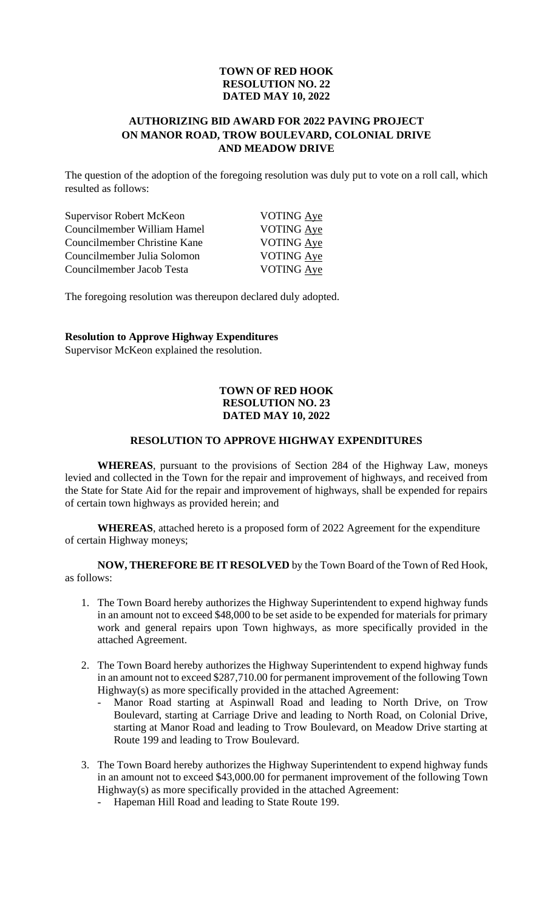**TOWN OF RED HOOK**
**RESOLUTION NO. 22**
**DATED MAY 10, 2022**

**AUTHORIZING BID AWARD FOR 2022 PAVING PROJECT ON MANOR ROAD, TROW BOULEVARD, COLONIAL DRIVE AND MEADOW DRIVE**

The question of the adoption of the foregoing resolution was duly put to vote on a roll call, which resulted as follows:

| | |
|---|---|
| Supervisor Robert McKeon | VOTING Aye |
| Councilmember William Hamel | VOTING Aye |
| Councilmember Christine Kane | VOTING Aye |
| Councilmember Julia Solomon | VOTING Aye |
| Councilmember Jacob Testa | VOTING Aye |

The foregoing resolution was thereupon declared duly adopted.

**Resolution to Approve Highway Expenditures**
Supervisor McKeon explained the resolution.

**TOWN OF RED HOOK**
**RESOLUTION NO. 23**
**DATED MAY 10, 2022**

**RESOLUTION TO APPROVE HIGHWAY EXPENDITURES**

**WHEREAS**, pursuant to the provisions of Section 284 of the Highway Law, moneys levied and collected in the Town for the repair and improvement of highways, and received from the State for State Aid for the repair and improvement of highways, shall be expended for repairs of certain town highways as provided herein; and

**WHEREAS**, attached hereto is a proposed form of 2022 Agreement for the expenditure of certain Highway moneys;

**NOW, THEREFORE BE IT RESOLVED** by the Town Board of the Town of Red Hook, as follows:

1. The Town Board hereby authorizes the Highway Superintendent to expend highway funds in an amount not to exceed $48,000 to be set aside to be expended for materials for primary work and general repairs upon Town highways, as more specifically provided in the attached Agreement.
2. The Town Board hereby authorizes the Highway Superintendent to expend highway funds in an amount not to exceed $287,710.00 for permanent improvement of the following Town Highway(s) as more specifically provided in the attached Agreement:
   - Manor Road starting at Aspinwall Road and leading to North Drive, on Trow Boulevard, starting at Carriage Drive and leading to North Road, on Colonial Drive, starting at Manor Road and leading to Trow Boulevard, on Meadow Drive starting at Route 199 and leading to Trow Boulevard.
3. The Town Board hereby authorizes the Highway Superintendent to expend highway funds in an amount not to exceed $43,000.00 for permanent improvement of the following Town Highway(s) as more specifically provided in the attached Agreement:
   - Hapeman Hill Road and leading to State Route 199.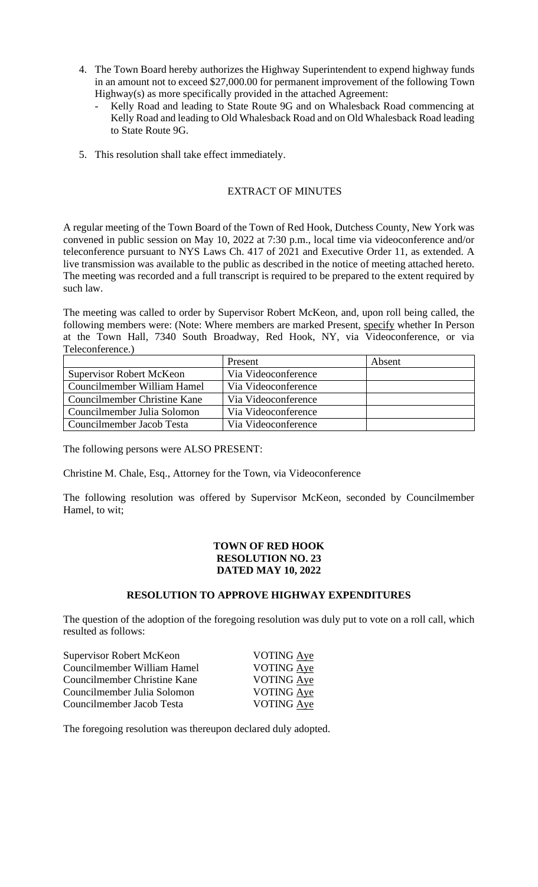4. The Town Board hereby authorizes the Highway Superintendent to expend highway funds in an amount not to exceed $27,000.00 for permanent improvement of the following Town Highway(s) as more specifically provided in the attached Agreement:
   - Kelly Road and leading to State Route 9G and on Whalesback Road commencing at Kelly Road and leading to Old Whalesback Road and on Old Whalesback Road leading to State Route 9G.

5. This resolution shall take effect immediately.

EXTRACT OF MINUTES

A regular meeting of the Town Board of the Town of Red Hook, Dutchess County, New York was convened in public session on May 10, 2022 at 7:30 p.m., local time via videoconference and/or teleconference pursuant to NYS Laws Ch. 417 of 2021 and Executive Order 11, as extended. A live transmission was available to the public as described in the notice of meeting attached hereto. The meeting was recorded and a full transcript is required to be prepared to the extent required by such law.

The meeting was called to order by Supervisor Robert McKeon, and, upon roll being called, the following members were: (Note: Where members are marked Present, specify whether In Person at the Town Hall, 7340 South Broadway, Red Hook, NY, via Videoconference, or via Teleconference.)

| | Present | Absent |
|---|---|---|
| Supervisor Robert McKeon | Via Videoconference | |
| Councilmember William Hamel | Via Videoconference | |
| Councilmember Christine Kane | Via Videoconference | |
| Councilmember Julia Solomon | Via Videoconference | |
| Councilmember Jacob Testa | Via Videoconference | |

The following persons were ALSO PRESENT:

Christine M. Chale, Esq., Attorney for the Town, via Videoconference

The following resolution was offered by Supervisor McKeon, seconded by Councilmember Hamel, to wit;

**TOWN OF RED HOOK**
**RESOLUTION NO. 23**
**DATED MAY 10, 2022**

**RESOLUTION TO APPROVE HIGHWAY EXPENDITURES**

The question of the adoption of the foregoing resolution was duly put to vote on a roll call, which resulted as follows:

| | |
|---|---|
| Supervisor Robert McKeon | VOTING Aye |
| Councilmember William Hamel | VOTING Aye |
| Councilmember Christine Kane | VOTING Aye |
| Councilmember Julia Solomon | VOTING Aye |
| Councilmember Jacob Testa | VOTING Aye |

The foregoing resolution was thereupon declared duly adopted.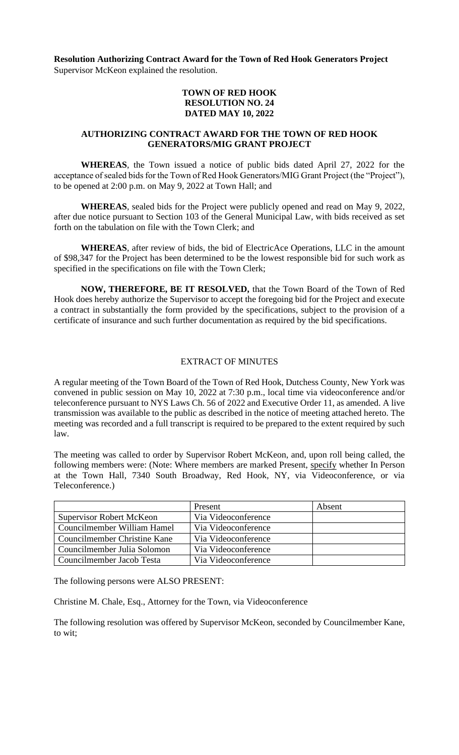**Resolution Authorizing Contract Award for the Town of Red Hook Generators Project**
Supervisor McKeon explained the resolution.

**TOWN OF RED HOOK**
**RESOLUTION NO. 24**
**DATED MAY 10, 2022**

**AUTHORIZING CONTRACT AWARD FOR THE TOWN OF RED HOOK GENERATORS/MIG GRANT PROJECT**

**WHEREAS**, the Town issued a notice of public bids dated April 27, 2022 for the acceptance of sealed bids for the Town of Red Hook Generators/MIG Grant Project (the "Project"), to be opened at 2:00 p.m. on May 9, 2022 at Town Hall; and

**WHEREAS**, sealed bids for the Project were publicly opened and read on May 9, 2022, after due notice pursuant to Section 103 of the General Municipal Law, with bids received as set forth on the tabulation on file with the Town Clerk; and

**WHEREAS**, after review of bids, the bid of ElectricAce Operations, LLC in the amount of $98,347 for the Project has been determined to be the lowest responsible bid for such work as specified in the specifications on file with the Town Clerk;

**NOW, THEREFORE, BE IT RESOLVED,** that the Town Board of the Town of Red Hook does hereby authorize the Supervisor to accept the foregoing bid for the Project and execute a contract in substantially the form provided by the specifications, subject to the provision of a certificate of insurance and such further documentation as required by the bid specifications.

EXTRACT OF MINUTES

A regular meeting of the Town Board of the Town of Red Hook, Dutchess County, New York was convened in public session on May 10, 2022 at 7:30 p.m., local time via videoconference and/or teleconference pursuant to NYS Laws Ch. 56 of 2022 and Executive Order 11, as amended. A live transmission was available to the public as described in the notice of meeting attached hereto. The meeting was recorded and a full transcript is required to be prepared to the extent required by such law.

The meeting was called to order by Supervisor Robert McKeon, and, upon roll being called, the following members were: (Note: Where members are marked Present, specify whether In Person at the Town Hall, 7340 South Broadway, Red Hook, NY, via Videoconference, or via Teleconference.)

| | Present | Absent |
|---|---|---|
| Supervisor Robert McKeon | Via Videoconference | |
| Councilmember William Hamel | Via Videoconference | |
| Councilmember Christine Kane | Via Videoconference | |
| Councilmember Julia Solomon | Via Videoconference | |
| Councilmember Jacob Testa | Via Videoconference | |

The following persons were ALSO PRESENT:

Christine M. Chale, Esq., Attorney for the Town, via Videoconference

The following resolution was offered by Supervisor McKeon, seconded by Councilmember Kane, to wit;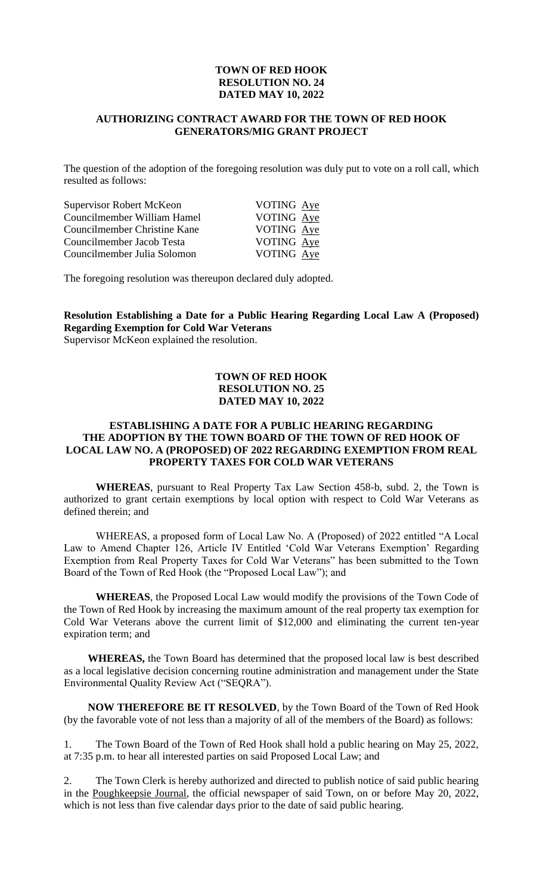**TOWN OF RED HOOK**
**RESOLUTION NO. 24**
**DATED MAY 10, 2022**

**AUTHORIZING CONTRACT AWARD FOR THE TOWN OF RED HOOK GENERATORS/MIG GRANT PROJECT**

The question of the adoption of the foregoing resolution was duly put to vote on a roll call, which resulted as follows:

| | |
|---|---|
| Supervisor Robert McKeon | VOTING Aye |
| Councilmember William Hamel | VOTING Aye |
| Councilmember Christine Kane | VOTING Aye |
| Councilmember Jacob Testa | VOTING Aye |
| Councilmember Julia Solomon | VOTING Aye |

The foregoing resolution was thereupon declared duly adopted.

**Resolution Establishing a Date for a Public Hearing Regarding Local Law A (Proposed) Regarding Exemption for Cold War Veterans**

Supervisor McKeon explained the resolution.

**TOWN OF RED HOOK**
**RESOLUTION NO. 25**
**DATED MAY 10, 2022**

**ESTABLISHING A DATE FOR A PUBLIC HEARING REGARDING THE ADOPTION BY THE TOWN BOARD OF THE TOWN OF RED HOOK OF LOCAL LAW NO. A (PROPOSED) OF 2022 REGARDING EXEMPTION FROM REAL PROPERTY TAXES FOR COLD WAR VETERANS**

**WHEREAS**, pursuant to Real Property Tax Law Section 458-b, subd. 2, the Town is authorized to grant certain exemptions by local option with respect to Cold War Veterans as defined therein; and

WHEREAS, a proposed form of Local Law No. A (Proposed) of 2022 entitled "A Local Law to Amend Chapter 126, Article IV Entitled 'Cold War Veterans Exemption' Regarding Exemption from Real Property Taxes for Cold War Veterans" has been submitted to the Town Board of the Town of Red Hook (the "Proposed Local Law"); and

**WHEREAS**, the Proposed Local Law would modify the provisions of the Town Code of the Town of Red Hook by increasing the maximum amount of the real property tax exemption for Cold War Veterans above the current limit of $12,000 and eliminating the current ten-year expiration term; and

**WHEREAS,** the Town Board has determined that the proposed local law is best described as a local legislative decision concerning routine administration and management under the State Environmental Quality Review Act ("SEQRA").

**NOW THEREFORE BE IT RESOLVED**, by the Town Board of the Town of Red Hook (by the favorable vote of not less than a majority of all of the members of the Board) as follows:

1. The Town Board of the Town of Red Hook shall hold a public hearing on May 25, 2022, at 7:35 p.m. to hear all interested parties on said Proposed Local Law; and

2. The Town Clerk is hereby authorized and directed to publish notice of said public hearing in the Poughkeepsie Journal, the official newspaper of said Town, on or before May 20, 2022, which is not less than five calendar days prior to the date of said public hearing.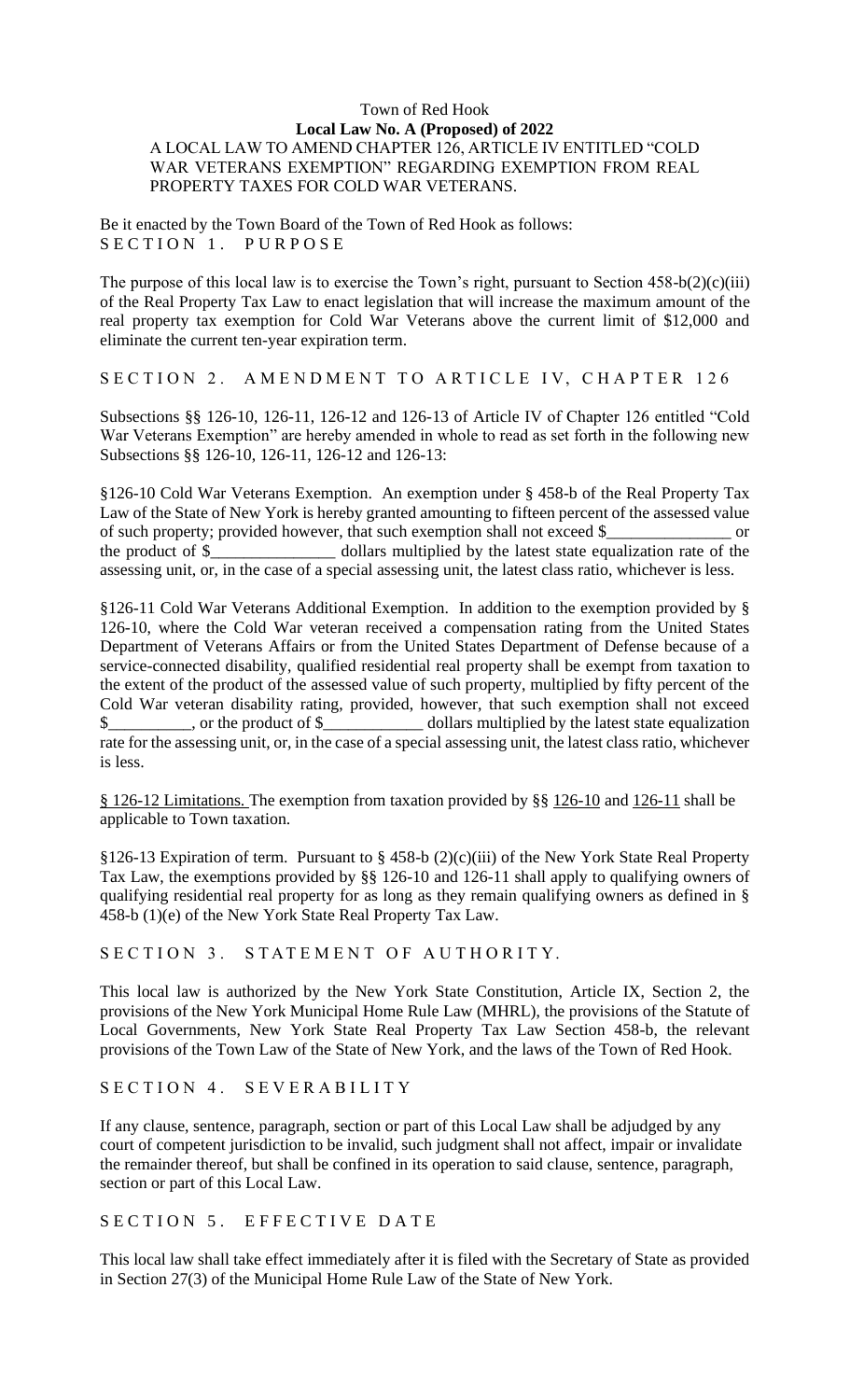Town of Red Hook

**Local Law No. A (Proposed) of 2022**

A LOCAL LAW TO AMEND CHAPTER 126, ARTICLE IV ENTITLED "COLD WAR VETERANS EXEMPTION" REGARDING EXEMPTION FROM REAL PROPERTY TAXES FOR COLD WAR VETERANS.

Be it enacted by the Town Board of the Town of Red Hook as follows:

SECTION 1. PURPOSE

The purpose of this local law is to exercise the Town's right, pursuant to Section 458-b(2)(c)(iii) of the Real Property Tax Law to enact legislation that will increase the maximum amount of the real property tax exemption for Cold War Veterans above the current limit of $12,000 and eliminate the current ten-year expiration term.

SECTION 2. AMENDMENT TO ARTICLE IV, CHAPTER 126

Subsections §§ 126-10, 126-11, 126-12 and 126-13 of Article IV of Chapter 126 entitled "Cold War Veterans Exemption" are hereby amended in whole to read as set forth in the following new Subsections §§ 126-10, 126-11, 126-12 and 126-13:

§126-10 Cold War Veterans Exemption. An exemption under § 458-b of the Real Property Tax Law of the State of New York is hereby granted amounting to fifteen percent of the assessed value of such property; provided however, that such exemption shall not exceed $_______________ or the product of $_______________ dollars multiplied by the latest state equalization rate of the assessing unit, or, in the case of a special assessing unit, the latest class ratio, whichever is less.

§126-11 Cold War Veterans Additional Exemption. In addition to the exemption provided by § 126-10, where the Cold War veteran received a compensation rating from the United States Department of Veterans Affairs or from the United States Department of Defense because of a service-connected disability, qualified residential real property shall be exempt from taxation to the extent of the product of the assessed value of such property, multiplied by fifty percent of the Cold War veteran disability rating, provided, however, that such exemption shall not exceed $__________, or the product of $____________ dollars multiplied by the latest state equalization rate for the assessing unit, or, in the case of a special assessing unit, the latest class ratio, whichever is less.

§ 126-12 Limitations. The exemption from taxation provided by §§ 126-10 and 126-11 shall be applicable to Town taxation.

§126-13 Expiration of term. Pursuant to § 458-b (2)(c)(iii) of the New York State Real Property Tax Law, the exemptions provided by §§ 126-10 and 126-11 shall apply to qualifying owners of qualifying residential real property for as long as they remain qualifying owners as defined in § 458-b (1)(e) of the New York State Real Property Tax Law.

SECTION 3. STATEMENT OF AUTHORITY.

This local law is authorized by the New York State Constitution, Article IX, Section 2, the provisions of the New York Municipal Home Rule Law (MHRL), the provisions of the Statute of Local Governments, New York State Real Property Tax Law Section 458-b, the relevant provisions of the Town Law of the State of New York, and the laws of the Town of Red Hook.

SECTION 4. SEVERABILITY

If any clause, sentence, paragraph, section or part of this Local Law shall be adjudged by any court of competent jurisdiction to be invalid, such judgment shall not affect, impair or invalidate the remainder thereof, but shall be confined in its operation to said clause, sentence, paragraph, section or part of this Local Law.

SECTION 5. EFFECTIVE DATE

This local law shall take effect immediately after it is filed with the Secretary of State as provided in Section 27(3) of the Municipal Home Rule Law of the State of New York.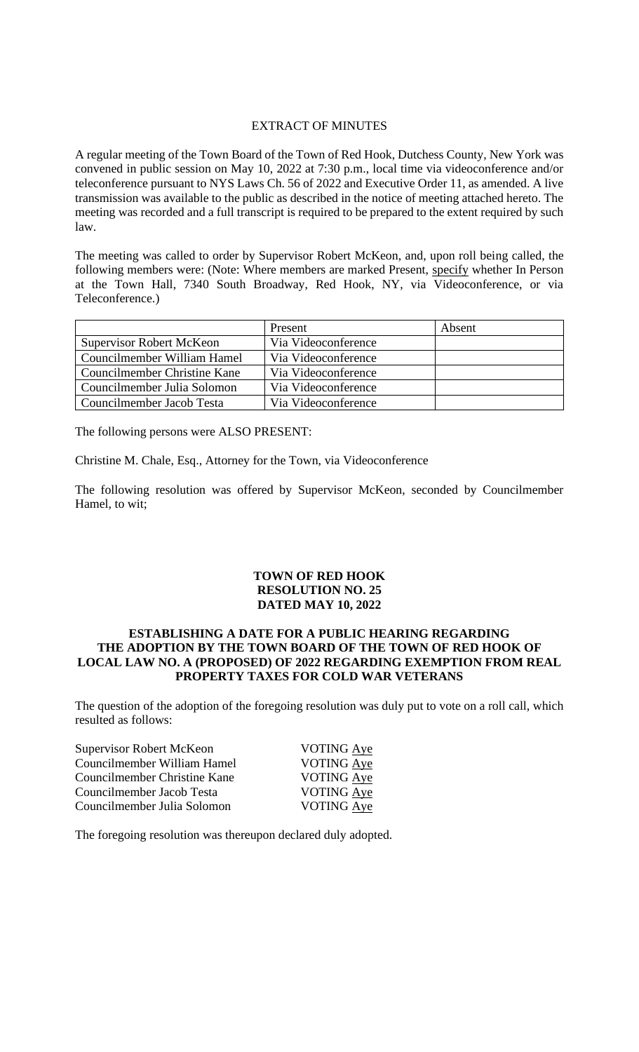EXTRACT OF MINUTES

A regular meeting of the Town Board of the Town of Red Hook, Dutchess County, New York was convened in public session on May 10, 2022 at 7:30 p.m., local time via videoconference and/or teleconference pursuant to NYS Laws Ch. 56 of 2022 and Executive Order 11, as amended. A live transmission was available to the public as described in the notice of meeting attached hereto. The meeting was recorded and a full transcript is required to be prepared to the extent required by such law.

The meeting was called to order by Supervisor Robert McKeon, and, upon roll being called, the following members were: (Note: Where members are marked Present, specify whether In Person at the Town Hall, 7340 South Broadway, Red Hook, NY, via Videoconference, or via Teleconference.)

| | Present | Absent |
|---|---|---|
| Supervisor Robert McKeon | Via Videoconference | |
| Councilmember William Hamel | Via Videoconference | |
| Councilmember Christine Kane | Via Videoconference | |
| Councilmember Julia Solomon | Via Videoconference | |
| Councilmember Jacob Testa | Via Videoconference | |

The following persons were ALSO PRESENT:

Christine M. Chale, Esq., Attorney for the Town, via Videoconference

The following resolution was offered by Supervisor McKeon, seconded by Councilmember Hamel, to wit;

**TOWN OF RED HOOK**
**RESOLUTION NO. 25**
**DATED MAY 10, 2022**

**ESTABLISHING A DATE FOR A PUBLIC HEARING REGARDING THE ADOPTION BY THE TOWN BOARD OF THE TOWN OF RED HOOK OF LOCAL LAW NO. A (PROPOSED) OF 2022 REGARDING EXEMPTION FROM REAL PROPERTY TAXES FOR COLD WAR VETERANS**

The question of the adoption of the foregoing resolution was duly put to vote on a roll call, which resulted as follows:

| | |
|---|---|
| Supervisor Robert McKeon | VOTING Aye |
| Councilmember William Hamel | VOTING Aye |
| Councilmember Christine Kane | VOTING Aye |
| Councilmember Jacob Testa | VOTING Aye |
| Councilmember Julia Solomon | VOTING Aye |

The foregoing resolution was thereupon declared duly adopted.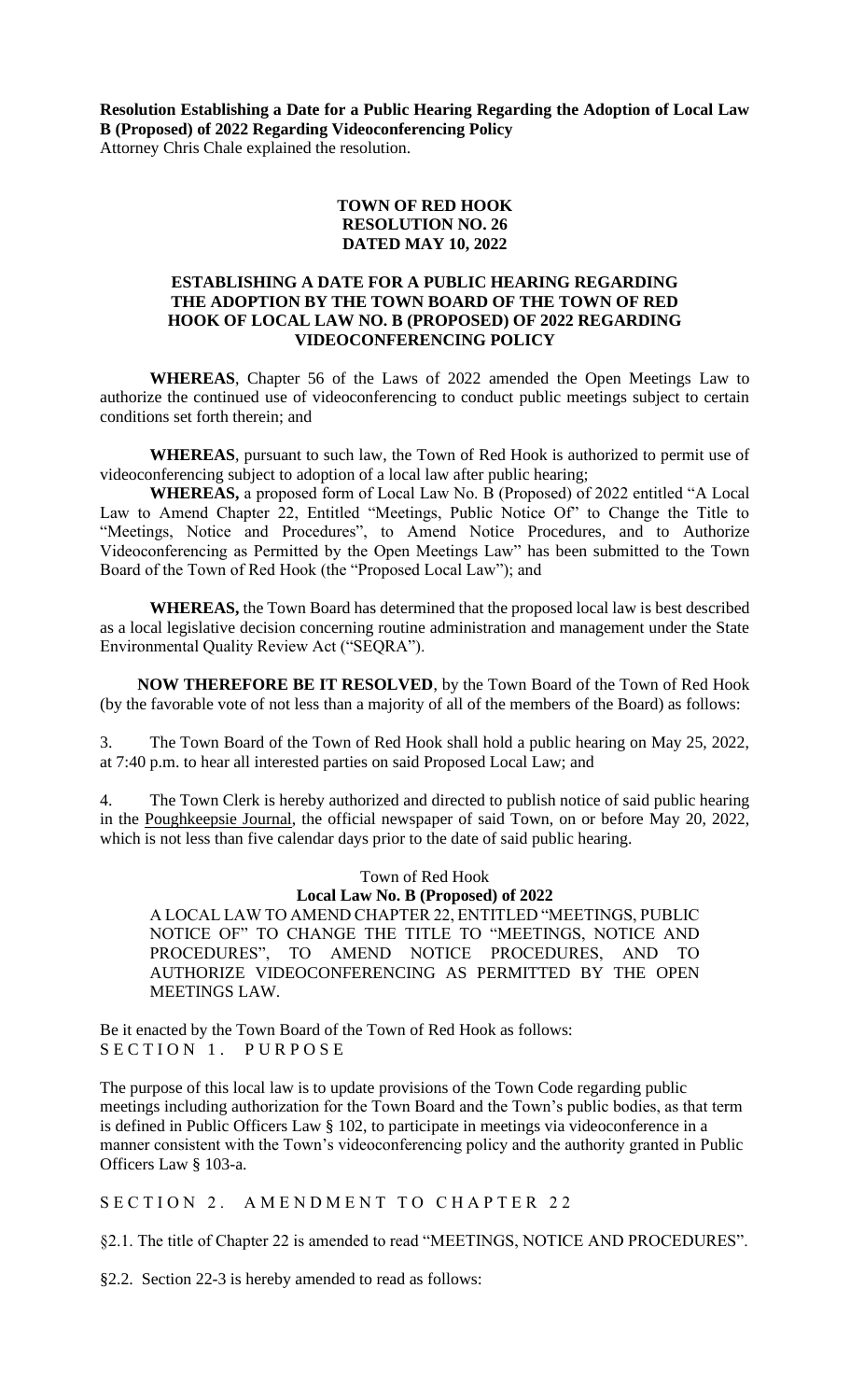**Resolution Establishing a Date for a Public Hearing Regarding the Adoption of Local Law B (Proposed) of 2022 Regarding Videoconferencing Policy**
Attorney Chris Chale explained the resolution.

**TOWN OF RED HOOK**
**RESOLUTION NO. 26**
**DATED MAY 10, 2022**

**ESTABLISHING A DATE FOR A PUBLIC HEARING REGARDING THE ADOPTION BY THE TOWN BOARD OF THE TOWN OF RED HOOK OF LOCAL LAW NO. B (PROPOSED) OF 2022 REGARDING VIDEOCONFERENCING POLICY**

**WHEREAS**, Chapter 56 of the Laws of 2022 amended the Open Meetings Law to authorize the continued use of videoconferencing to conduct public meetings subject to certain conditions set forth therein; and

**WHEREAS**, pursuant to such law, the Town of Red Hook is authorized to permit use of videoconferencing subject to adoption of a local law after public hearing;

**WHEREAS,** a proposed form of Local Law No. B (Proposed) of 2022 entitled "A Local Law to Amend Chapter 22, Entitled "Meetings, Public Notice Of" to Change the Title to "Meetings, Notice and Procedures", to Amend Notice Procedures, and to Authorize Videoconferencing as Permitted by the Open Meetings Law" has been submitted to the Town Board of the Town of Red Hook (the "Proposed Local Law"); and

**WHEREAS,** the Town Board has determined that the proposed local law is best described as a local legislative decision concerning routine administration and management under the State Environmental Quality Review Act ("SEQRA").

**NOW THEREFORE BE IT RESOLVED**, by the Town Board of the Town of Red Hook (by the favorable vote of not less than a majority of all of the members of the Board) as follows:

3. The Town Board of the Town of Red Hook shall hold a public hearing on May 25, 2022, at 7:40 p.m. to hear all interested parties on said Proposed Local Law; and

4. The Town Clerk is hereby authorized and directed to publish notice of said public hearing in the Poughkeepsie Journal, the official newspaper of said Town, on or before May 20, 2022, which is not less than five calendar days prior to the date of said public hearing.

Town of Red Hook
**Local Law No. B (Proposed) of 2022**
A LOCAL LAW TO AMEND CHAPTER 22, ENTITLED "MEETINGS, PUBLIC NOTICE OF" TO CHANGE THE TITLE TO "MEETINGS, NOTICE AND PROCEDURES", TO AMEND NOTICE PROCEDURES, AND TO AUTHORIZE VIDEOCONFERENCING AS PERMITTED BY THE OPEN MEETINGS LAW.

Be it enacted by the Town Board of the Town of Red Hook as follows:
SECTION 1. PURPOSE

The purpose of this local law is to update provisions of the Town Code regarding public meetings including authorization for the Town Board and the Town's public bodies, as that term is defined in Public Officers Law § 102, to participate in meetings via videoconference in a manner consistent with the Town's videoconferencing policy and the authority granted in Public Officers Law § 103-a.

SECTION 2. AMENDMENT TO CHAPTER 22

§2.1. The title of Chapter 22 is amended to read "MEETINGS, NOTICE AND PROCEDURES".

§2.2. Section 22-3 is hereby amended to read as follows: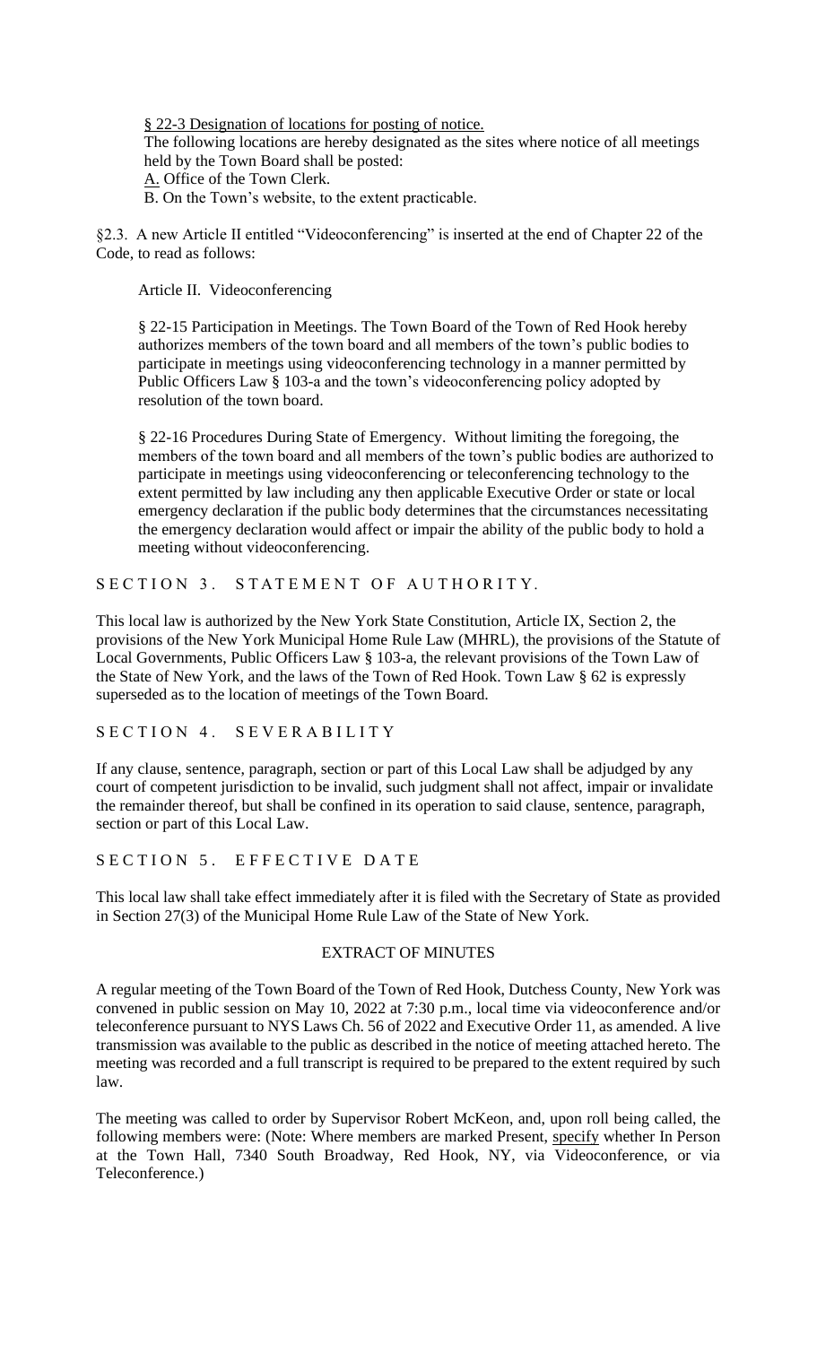<u>§ 22-3 Designation of locations for posting of notice.</u>
The following locations are hereby designated as the sites where notice of all meetings held by the Town Board shall be posted:
<u>A.</u> Office of the Town Clerk.
B. On the Town's website, to the extent practicable.

§2.3. A new Article II entitled "Videoconferencing" is inserted at the end of Chapter 22 of the Code, to read as follows:

Article II. Videoconferencing

§ 22-15 Participation in Meetings. The Town Board of the Town of Red Hook hereby authorizes members of the town board and all members of the town's public bodies to participate in meetings using videoconferencing technology in a manner permitted by Public Officers Law § 103-a and the town's videoconferencing policy adopted by resolution of the town board.

§ 22-16 Procedures During State of Emergency. Without limiting the foregoing, the members of the town board and all members of the town's public bodies are authorized to participate in meetings using videoconferencing or teleconferencing technology to the extent permitted by law including any then applicable Executive Order or state or local emergency declaration if the public body determines that the circumstances necessitating the emergency declaration would affect or impair the ability of the public body to hold a meeting without videoconferencing.

## SECTION 3. STATEMENT OF AUTHORITY.

This local law is authorized by the New York State Constitution, Article IX, Section 2, the provisions of the New York Municipal Home Rule Law (MHRL), the provisions of the Statute of Local Governments, Public Officers Law § 103-a, the relevant provisions of the Town Law of the State of New York, and the laws of the Town of Red Hook. Town Law § 62 is expressly superseded as to the location of meetings of the Town Board.

## SECTION 4. SEVERABILITY

If any clause, sentence, paragraph, section or part of this Local Law shall be adjudged by any court of competent jurisdiction to be invalid, such judgment shall not affect, impair or invalidate the remainder thereof, but shall be confined in its operation to said clause, sentence, paragraph, section or part of this Local Law.

## SECTION 5. EFFECTIVE DATE

This local law shall take effect immediately after it is filed with the Secretary of State as provided in Section 27(3) of the Municipal Home Rule Law of the State of New York.

## EXTRACT OF MINUTES

A regular meeting of the Town Board of the Town of Red Hook, Dutchess County, New York was convened in public session on May 10, 2022 at 7:30 p.m., local time via videoconference and/or teleconference pursuant to NYS Laws Ch. 56 of 2022 and Executive Order 11, as amended. A live transmission was available to the public as described in the notice of meeting attached hereto. The meeting was recorded and a full transcript is required to be prepared to the extent required by such law.

The meeting was called to order by Supervisor Robert McKeon, and, upon roll being called, the following members were: (Note: Where members are marked Present, <u>specify</u> whether In Person at the Town Hall, 7340 South Broadway, Red Hook, NY, via Videoconference, or via Teleconference.)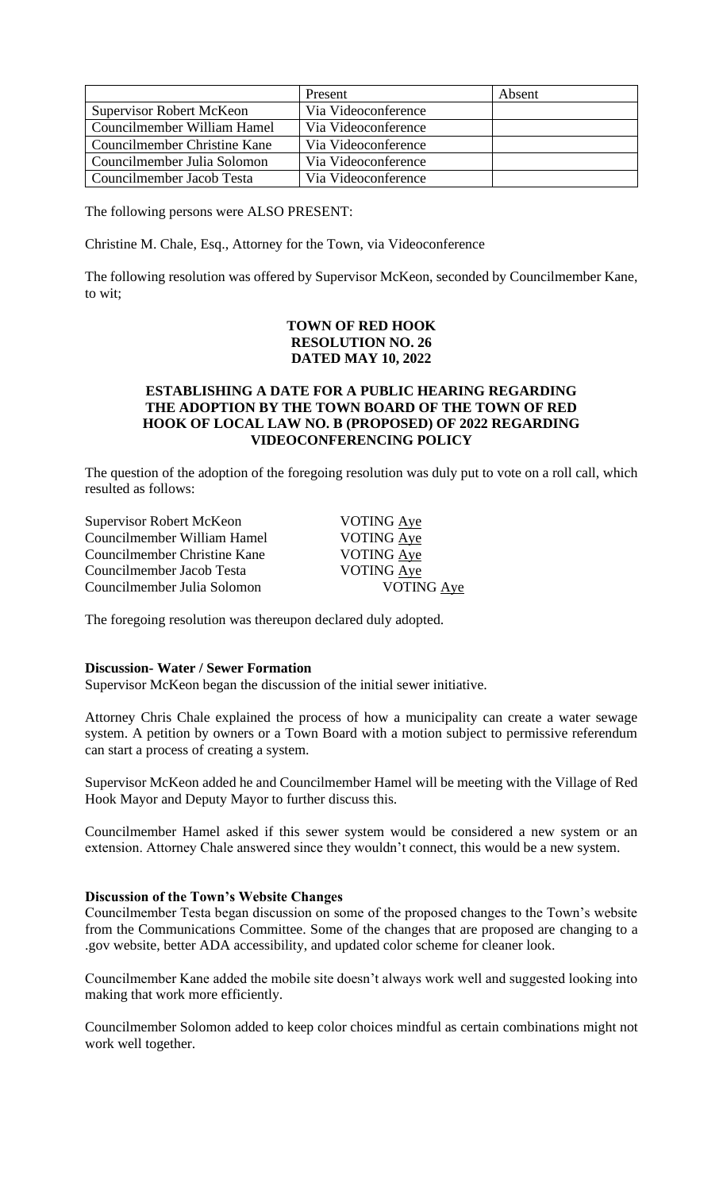| | Present | Absent |
|---|---|---|
| Supervisor Robert McKeon | Via Videoconference | |
| Councilmember William Hamel | Via Videoconference | |
| Councilmember Christine Kane | Via Videoconference | |
| Councilmember Julia Solomon | Via Videoconference | |
| Councilmember Jacob Testa | Via Videoconference | |

The following persons were ALSO PRESENT:

Christine M. Chale, Esq., Attorney for the Town, via Videoconference

The following resolution was offered by Supervisor McKeon, seconded by Councilmember Kane, to wit;

**TOWN OF RED HOOK**
**RESOLUTION NO. 26**
**DATED MAY 10, 2022**

**ESTABLISHING A DATE FOR A PUBLIC HEARING REGARDING THE ADOPTION BY THE TOWN BOARD OF THE TOWN OF RED HOOK OF LOCAL LAW NO. B (PROPOSED) OF 2022 REGARDING VIDEOCONFERENCING POLICY**

The question of the adoption of the foregoing resolution was duly put to vote on a roll call, which resulted as follows:

Supervisor Robert McKeon VOTING Aye
Councilmember William Hamel VOTING Aye
Councilmember Christine Kane VOTING Aye
Councilmember Jacob Testa VOTING Aye
Councilmember Julia Solomon VOTING Aye

The foregoing resolution was thereupon declared duly adopted.

**Discussion- Water / Sewer Formation**

Supervisor McKeon began the discussion of the initial sewer initiative.

Attorney Chris Chale explained the process of how a municipality can create a water sewage system. A petition by owners or a Town Board with a motion subject to permissive referendum can start a process of creating a system.

Supervisor McKeon added he and Councilmember Hamel will be meeting with the Village of Red Hook Mayor and Deputy Mayor to further discuss this.

Councilmember Hamel asked if this sewer system would be considered a new system or an extension. Attorney Chale answered since they wouldn't connect, this would be a new system.

**Discussion of the Town's Website Changes**

Councilmember Testa began discussion on some of the proposed changes to the Town's website from the Communications Committee. Some of the changes that are proposed are changing to a .gov website, better ADA accessibility, and updated color scheme for cleaner look.

Councilmember Kane added the mobile site doesn't always work well and suggested looking into making that work more efficiently.

Councilmember Solomon added to keep color choices mindful as certain combinations might not work well together.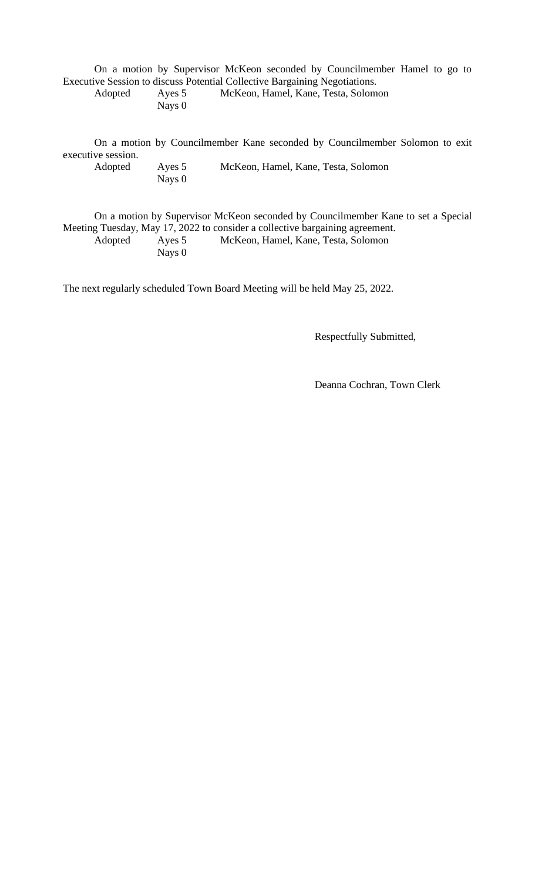On a motion by Supervisor McKeon seconded by Councilmember Hamel to go to Executive Session to discuss Potential Collective Bargaining Negotiations.

| | | |
|---|---|---|
| Adopted | Ayes 5 | McKeon, Hamel, Kane, Testa, Solomon |
| | Nays 0 | |

On a motion by Councilmember Kane seconded by Councilmember Solomon to exit executive session.

| | | |
|---|---|---|
| Adopted | Ayes 5 | McKeon, Hamel, Kane, Testa, Solomon |
| | Nays 0 | |

On a motion by Supervisor McKeon seconded by Councilmember Kane to set a Special Meeting Tuesday, May 17, 2022 to consider a collective bargaining agreement.

| | | |
|---|---|---|
| Adopted | Ayes 5 | McKeon, Hamel, Kane, Testa, Solomon |
| | Nays 0 | |

The next regularly scheduled Town Board Meeting will be held May 25, 2022.

Respectfully Submitted,

Deanna Cochran, Town Clerk